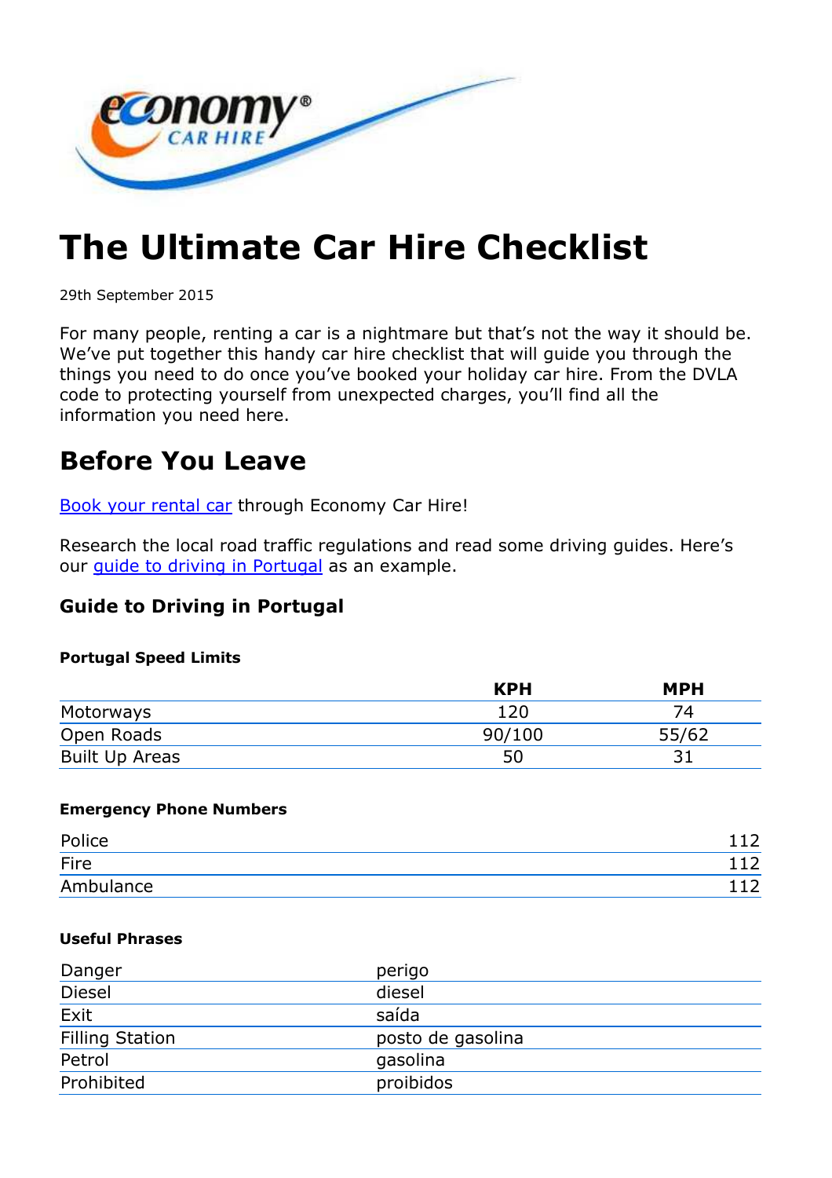# The Ultimate Car Hire Checklist

29th September 2015

For many people, renting a car is a nightmare but that's not the way it should be. We've put together this handy car hire checklist that will guide you through the things you need to do once you've booked your holiday car hire. From the DVLA code to protecting yourself from unexpected charges, you'll find all the information you need here.

## Before You Leave

Book your rental car through Economy Car Hire!

Research the local road traffic regulations and read some driving guides. Here's our guide to driving in Portugal as an example.

### Guide to Driving in Portugal

#### Portugal Speed Limits

| | KPH | MPH |
|---|---|---|
| Motorways | 120 | 74 |
| Open Roads | 90/100 | 55/62 |
| Built Up Areas | 50 | 31 |

#### Emergency Phone Numbers

| | |
|---|---|
| Police | 112 |
| Fire | 112 |
| Ambulance | 112 |

#### Useful Phrases

| | |
|---|---|
| Danger | perigo |
| Diesel | diesel |
| Exit | saída |
| Filling Station | posto de gasolina |
| Petrol | gasolina |
| Prohibited | proibidos |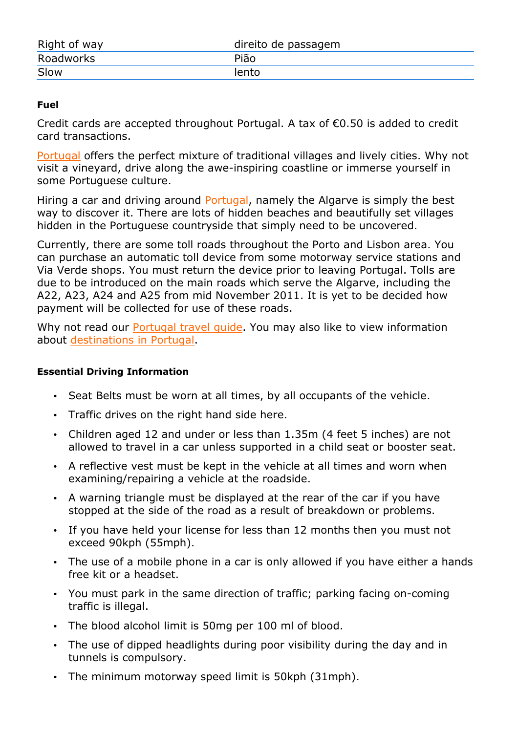| Right of way | direito de passagem |
|---|---|
| Roadworks | Pião |
| Slow | lento |

**Fuel**

Credit cards are accepted throughout Portugal. A tax of €0.50 is added to credit card transactions.

Portugal offers the perfect mixture of traditional villages and lively cities. Why not visit a vineyard, drive along the awe-inspiring coastline or immerse yourself in some Portuguese culture.

Hiring a car and driving around Portugal, namely the Algarve is simply the best way to discover it. There are lots of hidden beaches and beautifully set villages hidden in the Portuguese countryside that simply need to be uncovered.

Currently, there are some toll roads throughout the Porto and Lisbon area. You can purchase an automatic toll device from some motorway service stations and Via Verde shops. You must return the device prior to leaving Portugal. Tolls are due to be introduced on the main roads which serve the Algarve, including the A22, A23, A24 and A25 from mid November 2011. It is yet to be decided how payment will be collected for use of these roads.

Why not read our Portugal travel guide. You may also like to view information about destinations in Portugal.

**Essential Driving Information**

- Seat Belts must be worn at all times, by all occupants of the vehicle.
- Traffic drives on the right hand side here.
- Children aged 12 and under or less than 1.35m (4 feet 5 inches) are not allowed to travel in a car unless supported in a child seat or booster seat.
- A reflective vest must be kept in the vehicle at all times and worn when examining/repairing a vehicle at the roadside.
- A warning triangle must be displayed at the rear of the car if you have stopped at the side of the road as a result of breakdown or problems.
- If you have held your license for less than 12 months then you must not exceed 90kph (55mph).
- The use of a mobile phone in a car is only allowed if you have either a hands free kit or a headset.
- You must park in the same direction of traffic; parking facing on-coming traffic is illegal.
- The blood alcohol limit is 50mg per 100 ml of blood.
- The use of dipped headlights during poor visibility during the day and in tunnels is compulsory.
- The minimum motorway speed limit is 50kph (31mph).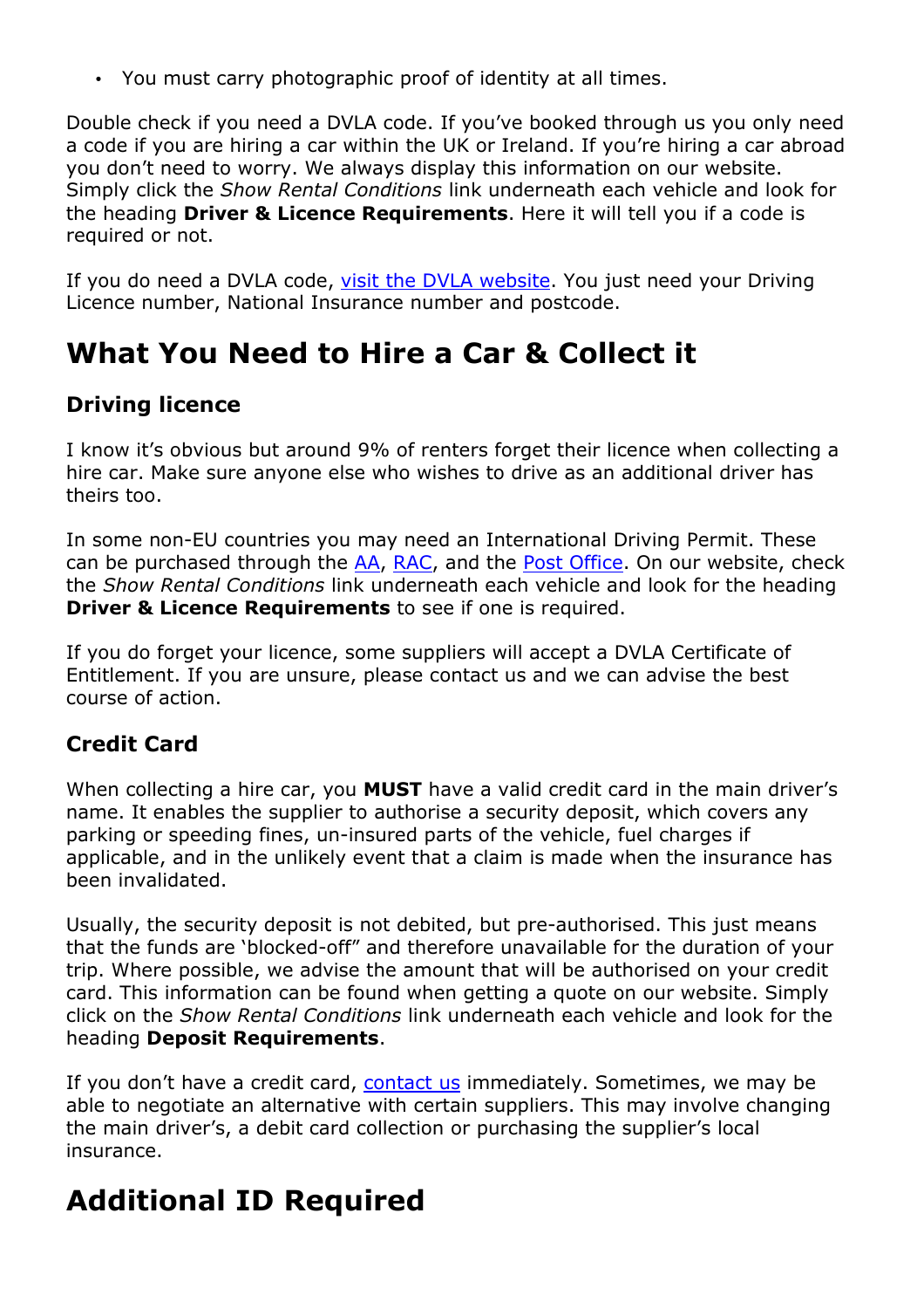- You must carry photographic proof of identity at all times.

Double check if you need a DVLA code. If you've booked through us you only need a code if you are hiring a car within the UK or Ireland. If you're hiring a car abroad you don't need to worry. We always display this information on our website. Simply click the *Show Rental Conditions* link underneath each vehicle and look for the heading **Driver & Licence Requirements**. Here it will tell you if a code is required or not.

If you do need a DVLA code, visit the DVLA website. You just need your Driving Licence number, National Insurance number and postcode.

# What You Need to Hire a Car & Collect it

## Driving licence

I know it's obvious but around 9% of renters forget their licence when collecting a hire car. Make sure anyone else who wishes to drive as an additional driver has theirs too.

In some non-EU countries you may need an International Driving Permit. These can be purchased through the AA, RAC, and the Post Office. On our website, check the *Show Rental Conditions* link underneath each vehicle and look for the heading **Driver & Licence Requirements** to see if one is required.

If you do forget your licence, some suppliers will accept a DVLA Certificate of Entitlement. If you are unsure, please contact us and we can advise the best course of action.

## Credit Card

When collecting a hire car, you **MUST** have a valid credit card in the main driver's name. It enables the supplier to authorise a security deposit, which covers any parking or speeding fines, un-insured parts of the vehicle, fuel charges if applicable, and in the unlikely event that a claim is made when the insurance has been invalidated.

Usually, the security deposit is not debited, but pre-authorised. This just means that the funds are 'blocked-off" and therefore unavailable for the duration of your trip. Where possible, we advise the amount that will be authorised on your credit card. This information can be found when getting a quote on our website. Simply click on the *Show Rental Conditions* link underneath each vehicle and look for the heading **Deposit Requirements**.

If you don't have a credit card, contact us immediately. Sometimes, we may be able to negotiate an alternative with certain suppliers. This may involve changing the main driver's, a debit card collection or purchasing the supplier's local insurance.

# Additional ID Required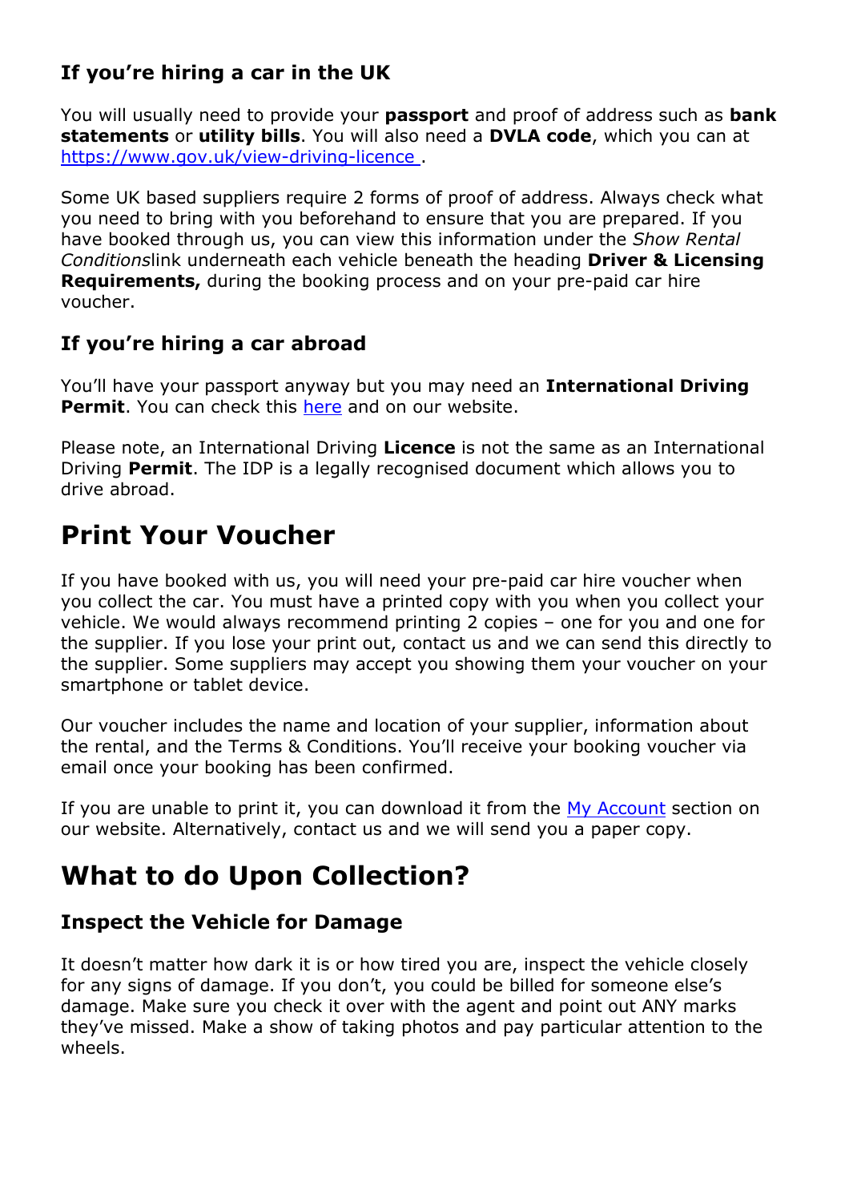### If you're hiring a car in the UK

You will usually need to provide your **passport** and proof of address such as **bank statements** or **utility bills**. You will also need a **DVLA code**, which you can at [https://www.gov.uk/view-driving-licence](https://www.gov.uk/view-driving-licence) .

Some UK based suppliers require 2 forms of proof of address. Always check what you need to bring with you beforehand to ensure that you are prepared. If you have booked through us, you can view this information under the *Show Rental Conditions*link underneath each vehicle beneath the heading **Driver & Licensing Requirements,** during the booking process and on your pre-paid car hire voucher.

### If you're hiring a car abroad

You'll have your passport anyway but you may need an **International Driving Permit**. You can check this here and on our website.

Please note, an International Driving **Licence** is not the same as an International Driving **Permit**. The IDP is a legally recognised document which allows you to drive abroad.

# Print Your Voucher

If you have booked with us, you will need your pre-paid car hire voucher when you collect the car. You must have a printed copy with you when you collect your vehicle. We would always recommend printing 2 copies – one for you and one for the supplier. If you lose your print out, contact us and we can send this directly to the supplier. Some suppliers may accept you showing them your voucher on your smartphone or tablet device.

Our voucher includes the name and location of your supplier, information about the rental, and the Terms & Conditions. You'll receive your booking voucher via email once your booking has been confirmed.

If you are unable to print it, you can download it from the My Account section on our website. Alternatively, contact us and we will send you a paper copy.

# What to do Upon Collection?

### Inspect the Vehicle for Damage

It doesn't matter how dark it is or how tired you are, inspect the vehicle closely for any signs of damage. If you don't, you could be billed for someone else's damage. Make sure you check it over with the agent and point out ANY marks they've missed. Make a show of taking photos and pay particular attention to the wheels.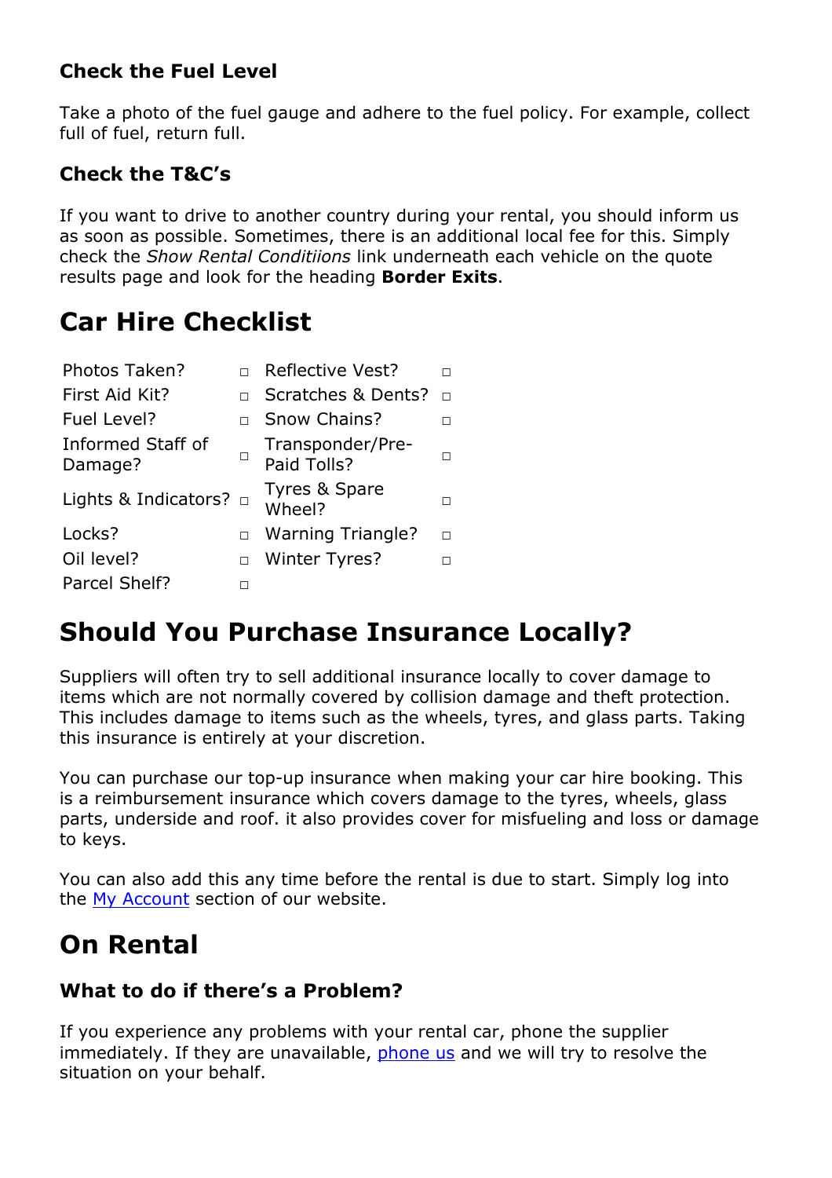### Check the Fuel Level

Take a photo of the fuel gauge and adhere to the fuel policy. For example, collect full of fuel, return full.

### Check the T&C's

If you want to drive to another country during your rental, you should inform us as soon as possible. Sometimes, there is an additional local fee for this. Simply check the *Show Rental Conditiions* link underneath each vehicle on the quote results page and look for the heading **Border Exits**.

## Car Hire Checklist

| | | | |
|---|---|---|---|
| Photos Taken? | □ | Reflective Vest? | □ |
| First Aid Kit? | □ | Scratches & Dents? | □ |
| Fuel Level? | □ | Snow Chains? | □ |
| Informed Staff of Damage? | □ | Transponder/Pre-Paid Tolls? | □ |
| Lights & Indicators? | □ | Tyres & Spare Wheel? | □ |
| Locks? | □ | Warning Triangle? | □ |
| Oil level? | □ | Winter Tyres? | □ |
| Parcel Shelf? | □ | | |

## Should You Purchase Insurance Locally?

Suppliers will often try to sell additional insurance locally to cover damage to items which are not normally covered by collision damage and theft protection. This includes damage to items such as the wheels, tyres, and glass parts. Taking this insurance is entirely at your discretion.

You can purchase our top-up insurance when making your car hire booking. This is a reimbursement insurance which covers damage to the tyres, wheels, glass parts, underside and roof. it also provides cover for misfueling and loss or damage to keys.

You can also add this any time before the rental is due to start. Simply log into the My Account section of our website.

## On Rental

### What to do if there's a Problem?

If you experience any problems with your rental car, phone the supplier immediately. If they are unavailable, phone us and we will try to resolve the situation on your behalf.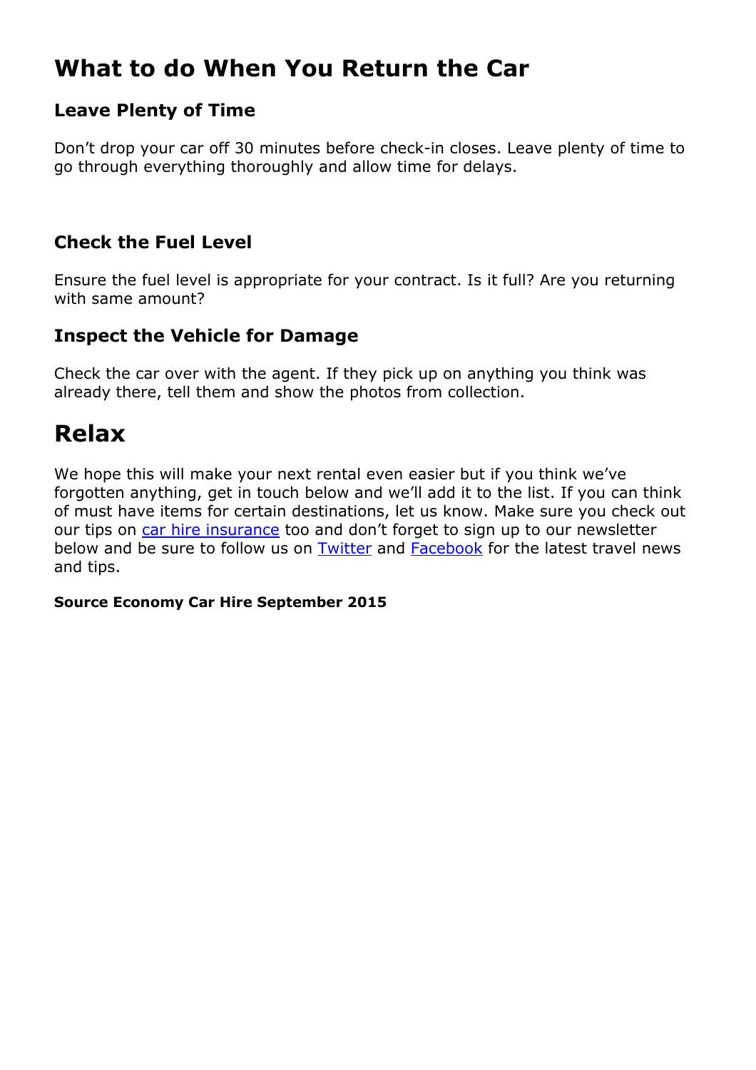# What to do When You Return the Car

### Leave Plenty of Time

Don't drop your car off 30 minutes before check-in closes. Leave plenty of time to go through everything thoroughly and allow time for delays.

### Check the Fuel Level

Ensure the fuel level is appropriate for your contract. Is it full? Are you returning with same amount?

### Inspect the Vehicle for Damage

Check the car over with the agent. If they pick up on anything you think was already there, tell them and show the photos from collection.

# Relax

We hope this will make your next rental even easier but if you think we've forgotten anything, get in touch below and we'll add it to the list. If you can think of must have items for certain destinations, let us know. Make sure you check out our tips on car hire insurance too and don't forget to sign up to our newsletter below and be sure to follow us on Twitter and Facebook for the latest travel news and tips.

**Source Economy Car Hire September 2015**